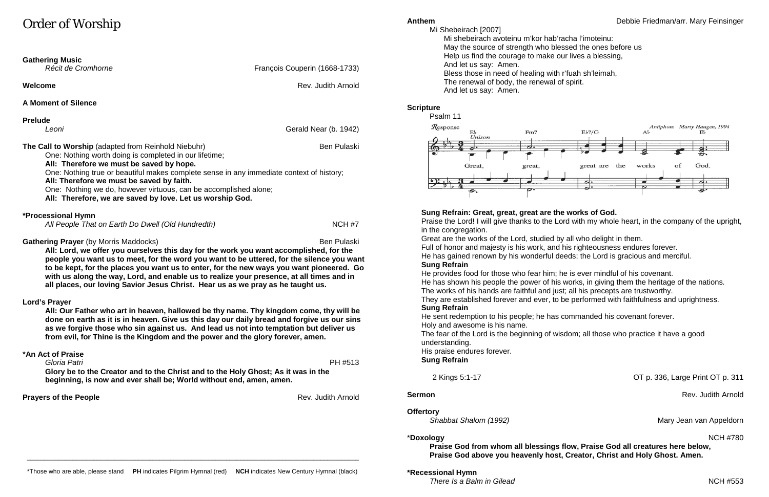# Order of Worship

**Gathering Music**
*Récit de Cromhorne* François Couperin (1668-1733)

**Welcome** Rev. Judith Arnold

**A Moment of Silence**

**Prelude**
*Leoni* Gerald Near (b. 1942)

**The Call to Worship** (adapted from Reinhold Niebuhr) Ben Pulaski

One: Nothing worth doing is completed in our lifetime;
**All: Therefore we must be saved by hope.**
One: Nothing true or beautiful makes complete sense in any immediate context of history;
**All: Therefore we must be saved by faith.**
One: Nothing we do, however virtuous, can be accomplished alone;
**All: Therefore, we are saved by love. Let us worship God.**

***Processional Hymn**
*All People That on Earth Do Dwell (Old Hundredth)* NCH #7

**Gathering Prayer** (by Morris Maddocks) Ben Pulaski

**All: Lord, we offer you ourselves this day for the work you want accomplished, for the people you want us to meet, for the word you want to be uttered, for the silence you want to be kept, for the places you want us to enter, for the new ways you want pioneered. Go with us along the way, Lord, and enable us to realize your presence, at all times and in all places, our loving Savior Jesus Christ. Hear us as we pray as he taught us.**

**Lord's Prayer**

**All: Our Father who art in heaven, hallowed be thy name. Thy kingdom come, thy will be done on earth as it is in heaven. Give us this day our daily bread and forgive us our sins as we forgive those who sin against us. And lead us not into temptation but deliver us from evil, for Thine is the Kingdom and the power and the glory forever, amen.**

***An Act of Praise**
*Gloria Patri* PH #513

**Glory be to the Creator and to the Christ and to the Holy Ghost; As it was in the beginning, is now and ever shall be; World without end, amen, amen.**

**Prayers of the People** Rev. Judith Arnold

\*Those who are able, please stand **PH** indicates Pilgrim Hymnal (red) **NCH** indicates New Century Hymnal (black)

**Anthem** Debbie Friedman/arr. Mary Feinsinger

Mi Shebeirach [2007]

Mi shebeirach avoteinu m'kor hab'racha l'imoteinu:
May the source of strength who blessed the ones before us
Help us find the courage to make our lives a blessing,
And let us say: Amen.
Bless those in need of healing with r'fuah sh'leimah,
The renewal of body, the renewal of spirit.
And let us say: Amen.

**Scripture**

Psalm 11

Response — Antiphon: Marty Haugen, 1994
Eb Fm7 Eb7/G Ab Eb
Unison
Great, great, great are the works of God.

**Sung Refrain: Great, great, great are the works of God.**
Praise the Lord! I will give thanks to the Lord with my whole heart, in the company of the upright, in the congregation.
Great are the works of the Lord, studied by all who delight in them.
Full of honor and majesty is his work, and his righteousness endures forever.
He has gained renown by his wonderful deeds; the Lord is gracious and merciful.
**Sung Refrain**
He provides food for those who fear him; he is ever mindful of his covenant.
He has shown his people the power of his works, in giving them the heritage of the nations.
The works of his hands are faithful and just; all his precepts are trustworthy.
They are established forever and ever, to be performed with faithfulness and uprightness.
**Sung Refrain**
He sent redemption to his people; he has commanded his covenant forever.
Holy and awesome is his name.
The fear of the Lord is the beginning of wisdom; all those who practice it have a good understanding.
His praise endures forever.
**Sung Refrain**

2 Kings 5:1-17 OT p. 336, Large Print OT p. 311

**Sermon** Rev. Judith Arnold

**Offertory**
*Shabbat Shalom (1992)* Mary Jean van Appeldorn

\***Doxology** NCH #780

**Praise God from whom all blessings flow, Praise God all creatures here below, Praise God above you heavenly host, Creator, Christ and Holy Ghost. Amen.**

***Recessional Hymn**
*There Is a Balm in Gilead* NCH #553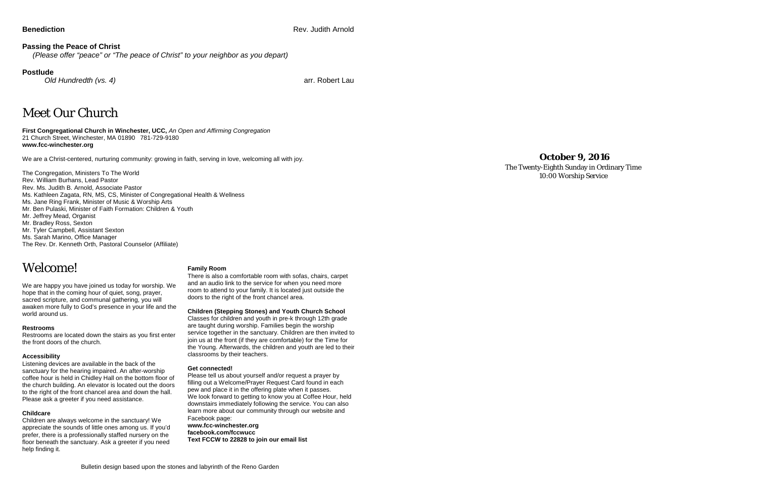**Benediction** Rev. Judith Arnold

**Passing the Peace of Christ**
*(Please offer "peace" or "The peace of Christ" to your neighbor as you depart)*

**Postlude**
*Old Hundredth (vs. 4)* arr. Robert Lau

# Meet Our Church

**First Congregational Church in Winchester, UCC,** *An Open and Affirming Congregation*
21 Church Street, Winchester, MA 01890 781-729-9180
**www.fcc-winchester.org**

We are a Christ-centered, nurturing community: growing in faith, serving in love, welcoming all with joy.

The Congregation, Ministers To The World
Rev. William Burhans, Lead Pastor
Rev. Ms. Judith B. Arnold, Associate Pastor
Ms. Kathleen Zagata, RN, MS, CS, Minister of Congregational Health & Wellness
Ms. Jane Ring Frank, Minister of Music & Worship Arts
Mr. Ben Pulaski, Minister of Faith Formation: Children & Youth
Mr. Jeffrey Mead, Organist
Mr. Bradley Ross, Sexton
Mr. Tyler Campbell, Assistant Sexton
Ms. Sarah Marino, Office Manager
The Rev. Dr. Kenneth Orth, Pastoral Counselor (Affiliate)

# Welcome!

We are happy you have joined us today for worship. We hope that in the coming hour of quiet, song, prayer, sacred scripture, and communal gathering, you will awaken more fully to God's presence in your life and the world around us.

**Restrooms**
Restrooms are located down the stairs as you first enter the front doors of the church.

**Accessibility**
Listening devices are available in the back of the sanctuary for the hearing impaired. An after-worship coffee hour is held in Chidley Hall on the bottom floor of the church building. An elevator is located out the doors to the right of the front chancel area and down the hall. Please ask a greeter if you need assistance.

**Childcare**
Children are always welcome in the sanctuary! We appreciate the sounds of little ones among us. If you'd prefer, there is a professionally staffed nursery on the floor beneath the sanctuary. Ask a greeter if you need help finding it.

**Family Room**
There is also a comfortable room with sofas, chairs, carpet and an audio link to the service for when you need more room to attend to your family. It is located just outside the doors to the right of the front chancel area.

**Children (Stepping Stones) and Youth Church School**
Classes for children and youth in pre-k through 12th grade are taught during worship. Families begin the worship service together in the sanctuary. Children are then invited to join us at the front (if they are comfortable) for the Time for the Young. Afterwards, the children and youth are led to their classrooms by their teachers.

**Get connected!**
Please tell us about yourself and/or request a prayer by filling out a Welcome/Prayer Request Card found in each pew and place it in the offering plate when it passes. We look forward to getting to know you at Coffee Hour, held downstairs immediately following the service. You can also learn more about our community through our website and Facebook page:
**www.fcc-winchester.org**
**facebook.com/fccwucc**
**Text FCCW to 22828 to join our email list**

Bulletin design based upon the stones and labyrinth of the Reno Garden

**October 9, 2016**
The Twenty-Eighth Sunday in Ordinary Time
10:00 Worship Service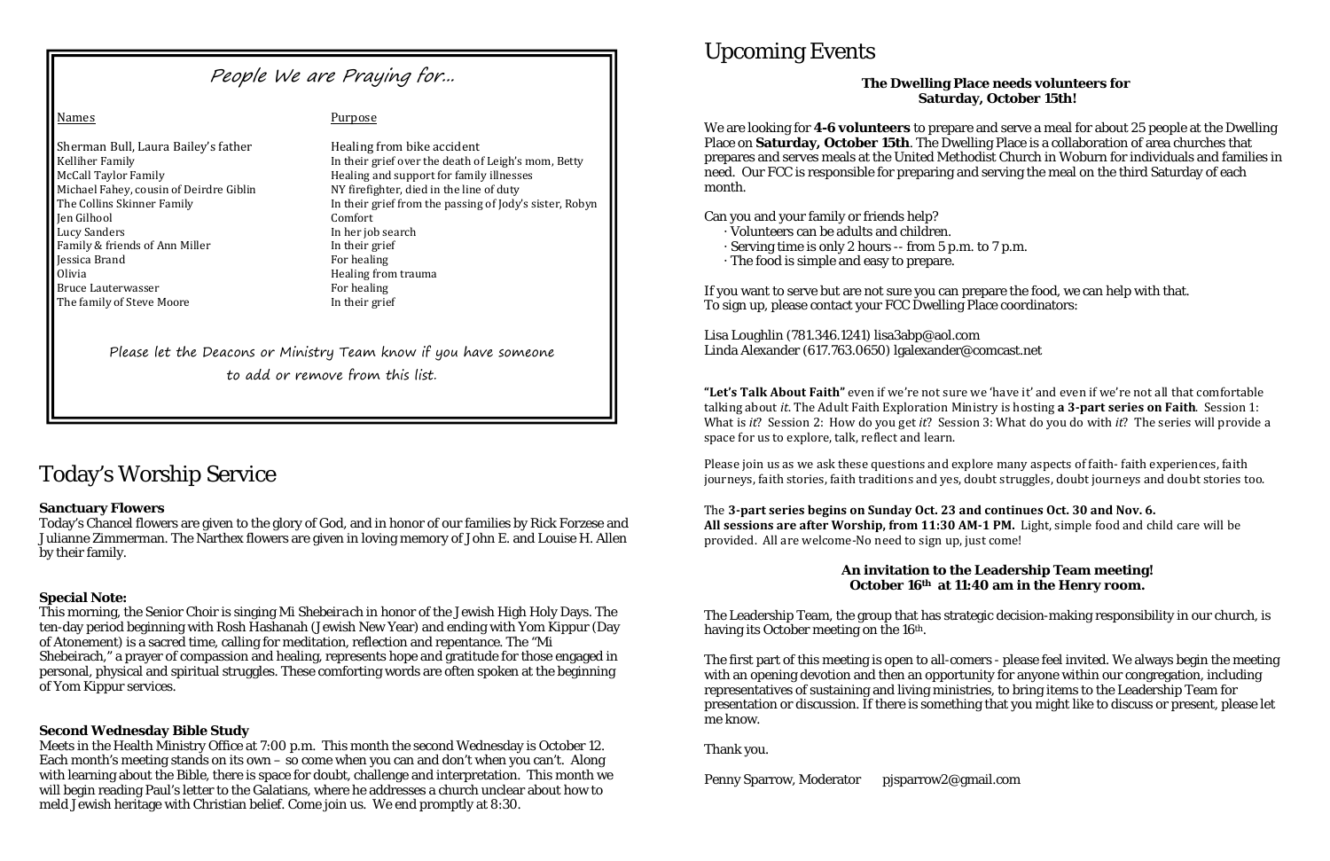## People We are Praying for...

| Names | Purpose |
|---|---|
| Sherman Bull, Laura Bailey's father | Healing from bike accident |
| Kelliher Family | In their grief over the death of Leigh's mom, Betty |
| McCall Taylor Family | Healing and support for family illnesses |
| Michael Fahey, cousin of Deirdre Giblin | NY firefighter, died in the line of duty |
| The Collins Skinner Family | In their grief from the passing of Jody's sister, Robyn |
| Jen Gilhool | Comfort |
| Lucy Sanders | In her job search |
| Family & friends of Ann Miller | In their grief |
| Jessica Brand | For healing |
| Olivia | Healing from trauma |
| Bruce Lauterwasser | For healing |
| The family of Steve Moore | In their grief |

Please let the Deacons or Ministry Team know if you have someone to add or remove from this list.

# Today's Worship Service

**Sanctuary Flowers**

Today's Chancel flowers are given to the glory of God, and in honor of our families by Rick Forzese and Julianne Zimmerman. The Narthex flowers are given in loving memory of John E. and Louise H. Allen by their family.

**Special Note:**

This morning, the Senior Choir is singing *Mi Shebeirach* in honor of the Jewish High Holy Days. The ten-day period beginning with Rosh Hashanah (Jewish New Year) and ending with Yom Kippur (Day of Atonement) is a sacred time, calling for meditation, reflection and repentance. The "Mi Shebeirach," a prayer of compassion and healing, represents hope and gratitude for those engaged in personal, physical and spiritual struggles. These comforting words are often spoken at the beginning of Yom Kippur services.

**Second Wednesday Bible Study**

Meets in the Health Ministry Office at 7:00 p.m. This month the second Wednesday is October 12. Each month's meeting stands on its own – so come when you can and don't when you can't. Along with learning about the Bible, there is space for doubt, challenge and interpretation. This month we will begin reading Paul's letter to the Galatians, where he addresses a church unclear about how to meld Jewish heritage with Christian belief. Come join us. We end promptly at 8:30.

# Upcoming Events

**The Dwelling Place needs volunteers for Saturday, October 15th!**

We are looking for **4-6 volunteers** to prepare and serve a meal for about 25 people at the Dwelling Place on **Saturday, October 15th**. The Dwelling Place is a collaboration of area churches that prepares and serves meals at the United Methodist Church in Woburn for individuals and families in need. Our FCC is responsible for preparing and serving the meal on the third Saturday of each month.

Can you and your family or friends help?

- Volunteers can be adults and children.
- Serving time is only 2 hours -- from 5 p.m. to 7 p.m.
- The food is simple and easy to prepare.

If you want to serve but are not sure you can prepare the food, we can help with that.
To sign up, please contact your FCC Dwelling Place coordinators:

Lisa Loughlin (781.346.1241) lisa3abp@aol.com
Linda Alexander (617.763.0650) lgalexander@comcast.net

**"Let's Talk About Faith"** even if we're not sure we 'have it' and even if we're not all that comfortable talking about *it*. The Adult Faith Exploration Ministry is hosting **a 3-part series on Faith**. Session 1: What is *it*? Session 2: How do you get *it*? Session 3: What do you do with *it*? The series will provide a space for us to explore, talk, reflect and learn.

Please join us as we ask these questions and explore many aspects of faith- faith experiences, faith journeys, faith stories, faith traditions and yes, doubt struggles, doubt journeys and doubt stories too.

The **3-part series begins on Sunday Oct. 23 and continues Oct. 30 and Nov. 6.**
**All sessions are after Worship, from 11:30 AM-1 PM.** Light, simple food and child care will be provided. All are welcome-No need to sign up, just come!

**An invitation to the Leadership Team meeting!**
**October 16th at 11:40 am in the Henry room.**

The Leadership Team, the group that has strategic decision-making responsibility in our church, is having its October meeting on the 16th.

The first part of this meeting is open to all-comers - please feel invited. We always begin the meeting with an opening devotion and then an opportunity for anyone within our congregation, including representatives of sustaining and living ministries, to bring items to the Leadership Team for presentation or discussion. If there is something that you might like to discuss or present, please let me know.

Thank you.

Penny Sparrow, Moderator pjsparrow2@gmail.com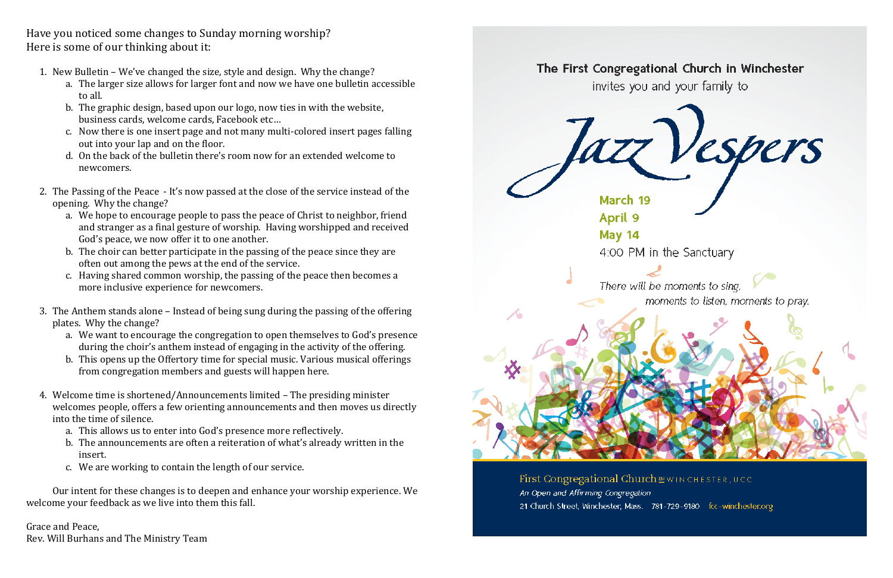Have you noticed some changes to Sunday morning worship?
Here is some of our thinking about it:

1. New Bulletin – We've changed the size, style and design. Why the change?
   a. The larger size allows for larger font and now we have one bulletin accessible to all.
   b. The graphic design, based upon our logo, now ties in with the website, business cards, welcome cards, Facebook etc…
   c. Now there is one insert page and not many multi-colored insert pages falling out into your lap and on the floor.
   d. On the back of the bulletin there's room now for an extended welcome to newcomers.

2. The Passing of the Peace - It's now passed at the close of the service instead of the opening. Why the change?
   a. We hope to encourage people to pass the peace of Christ to neighbor, friend and stranger as a final gesture of worship. Having worshipped and received God's peace, we now offer it to one another.
   b. The choir can better participate in the passing of the peace since they are often out among the pews at the end of the service.
   c. Having shared common worship, the passing of the peace then becomes a more inclusive experience for newcomers.

3. The Anthem stands alone – Instead of being sung during the passing of the offering plates. Why the change?
   a. We want to encourage the congregation to open themselves to God's presence during the choir's anthem instead of engaging in the activity of the offering.
   b. This opens up the Offertory time for special music. Various musical offerings from congregation members and guests will happen here.

4. Welcome time is shortened/Announcements limited – The presiding minister welcomes people, offers a few orienting announcements and then moves us directly into the time of silence.
   a. This allows us to enter into God's presence more reflectively.
   b. The announcements are often a reiteration of what's already written in the insert.
   c. We are working to contain the length of our service.

Our intent for these changes is to deepen and enhance your worship experience. We welcome your feedback as we live into them this fall.

Grace and Peace,
Rev. Will Burhans and The Ministry Team

**The First Congregational Church in Winchester**
invites you and your family to

# Jazz Vespers

**March 19**
**April 9**
**May 14**
4:00 PM in the Sanctuary

*There will be moments to sing, moments to listen, moments to pray.*

First Congregational Church IN WINCHESTER, UCC
*An Open and Affirming Congregation*
21 Church Street, Winchester, Mass. 781-729-9180 fcc-winchester.org